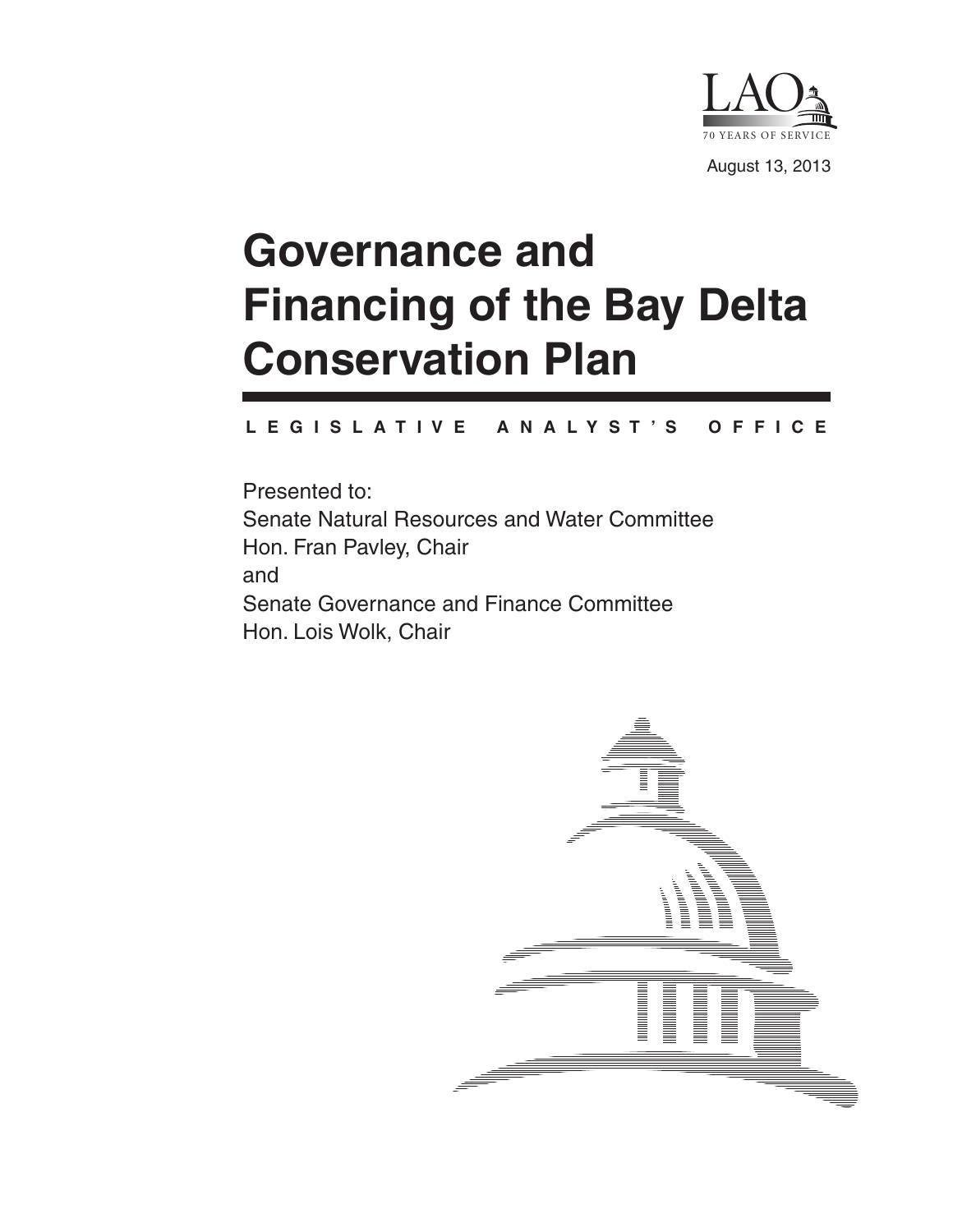LAO

70 YEARS OF SERVICE

August 13, 2013

# Governance and Financing of the Bay Delta Conservation Plan

LEGISLATIVE ANALYST'S OFFICE

Presented to:
Senate Natural Resources and Water Committee
Hon. Fran Pavley, Chair
and
Senate Governance and Finance Committee
Hon. Lois Wolk, Chair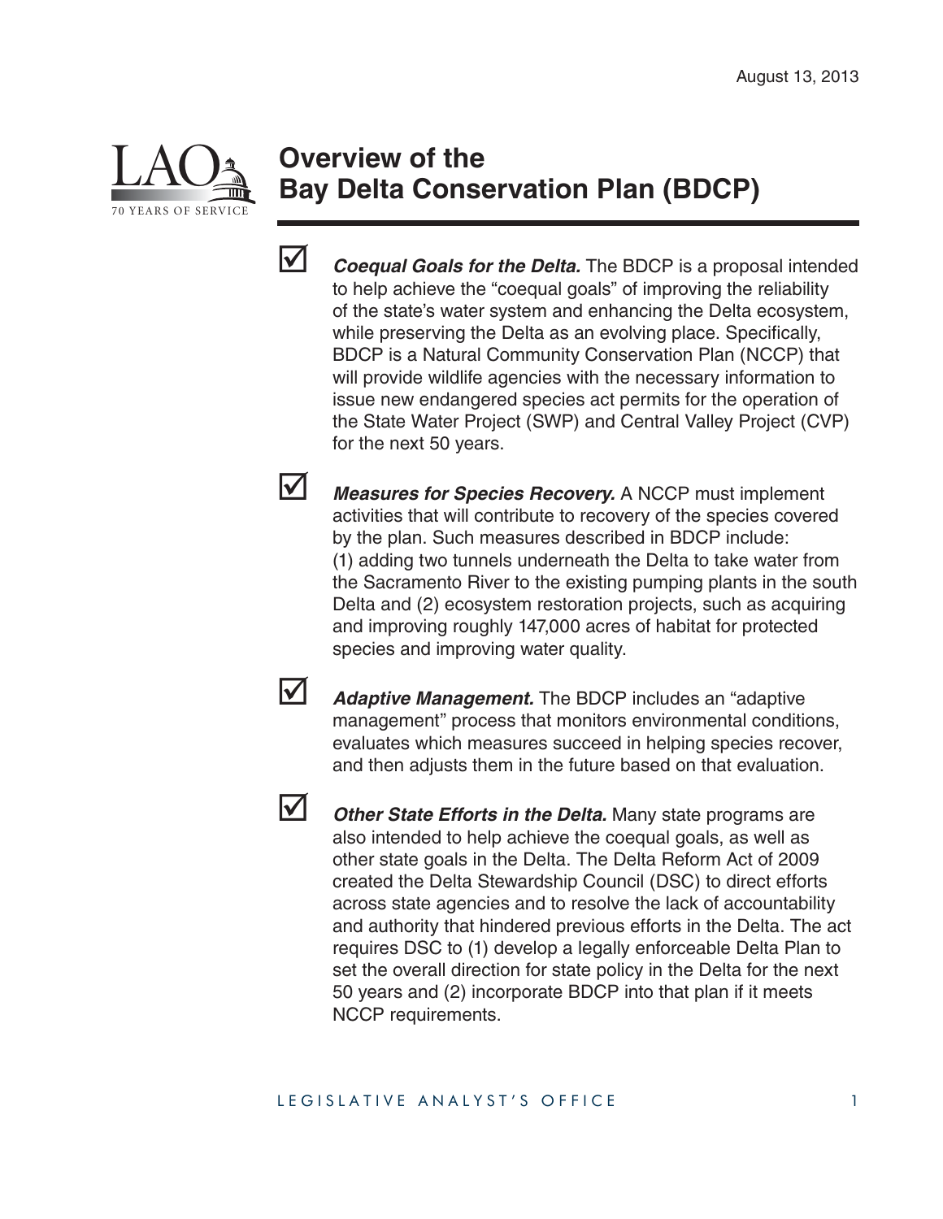August 13, 2013

# Overview of the Bay Delta Conservation Plan (BDCP)

- ☑ ***Coequal Goals for the Delta.*** The BDCP is a proposal intended to help achieve the "coequal goals" of improving the reliability of the state's water system and enhancing the Delta ecosystem, while preserving the Delta as an evolving place. Specifically, BDCP is a Natural Community Conservation Plan (NCCP) that will provide wildlife agencies with the necessary information to issue new endangered species act permits for the operation of the State Water Project (SWP) and Central Valley Project (CVP) for the next 50 years.

- ☑ ***Measures for Species Recovery.*** A NCCP must implement activities that will contribute to recovery of the species covered by the plan. Such measures described in BDCP include: (1) adding two tunnels underneath the Delta to take water from the Sacramento River to the existing pumping plants in the south Delta and (2) ecosystem restoration projects, such as acquiring and improving roughly 147,000 acres of habitat for protected species and improving water quality.

- ☑ ***Adaptive Management.*** The BDCP includes an "adaptive management" process that monitors environmental conditions, evaluates which measures succeed in helping species recover, and then adjusts them in the future based on that evaluation.

- ☑ ***Other State Efforts in the Delta.*** Many state programs are also intended to help achieve the coequal goals, as well as other state goals in the Delta. The Delta Reform Act of 2009 created the Delta Stewardship Council (DSC) to direct efforts across state agencies and to resolve the lack of accountability and authority that hindered previous efforts in the Delta. The act requires DSC to (1) develop a legally enforceable Delta Plan to set the overall direction for state policy in the Delta for the next 50 years and (2) incorporate BDCP into that plan if it meets NCCP requirements.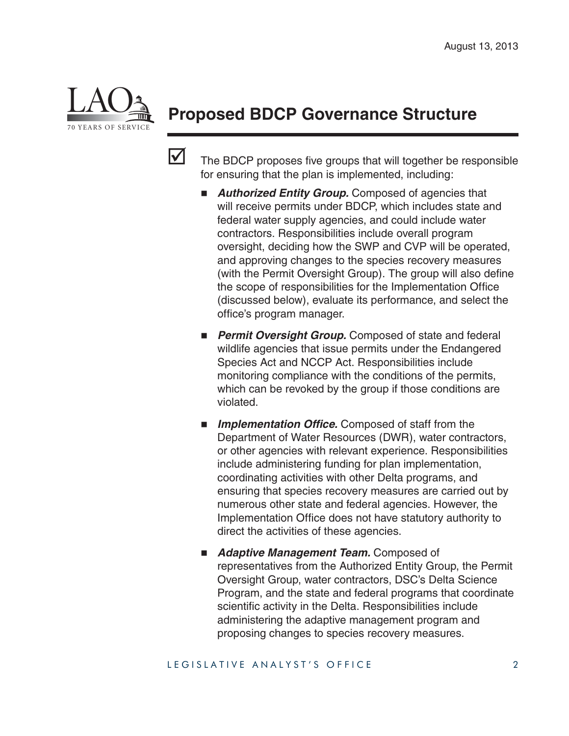# Proposed BDCP Governance Structure

☑ The BDCP proposes five groups that will together be responsible for ensuring that the plan is implemented, including:

- ***Authorized Entity Group.*** Composed of agencies that will receive permits under BDCP, which includes state and federal water supply agencies, and could include water contractors. Responsibilities include overall program oversight, deciding how the SWP and CVP will be operated, and approving changes to the species recovery measures (with the Permit Oversight Group). The group will also define the scope of responsibilities for the Implementation Office (discussed below), evaluate its performance, and select the office's program manager.

- ***Permit Oversight Group.*** Composed of state and federal wildlife agencies that issue permits under the Endangered Species Act and NCCP Act. Responsibilities include monitoring compliance with the conditions of the permits, which can be revoked by the group if those conditions are violated.

- ***Implementation Office.*** Composed of staff from the Department of Water Resources (DWR), water contractors, or other agencies with relevant experience. Responsibilities include administering funding for plan implementation, coordinating activities with other Delta programs, and ensuring that species recovery measures are carried out by numerous other state and federal agencies. However, the Implementation Office does not have statutory authority to direct the activities of these agencies.

- ***Adaptive Management Team.*** Composed of representatives from the Authorized Entity Group, the Permit Oversight Group, water contractors, DSC's Delta Science Program, and the state and federal programs that coordinate scientific activity in the Delta. Responsibilities include administering the adaptive management program and proposing changes to species recovery measures.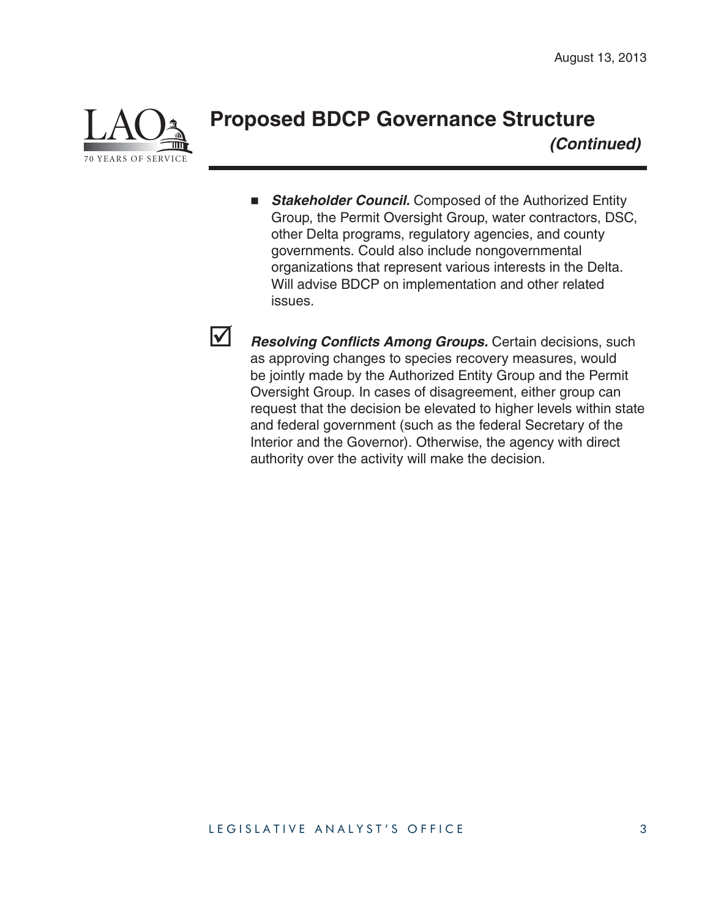## Proposed BDCP Governance Structure

***(Continued)***

- ***Stakeholder Council.*** Composed of the Authorized Entity Group, the Permit Oversight Group, water contractors, DSC, other Delta programs, regulatory agencies, and county governments. Could also include nongovernmental organizations that represent various interests in the Delta. Will advise BDCP on implementation and other related issues.

☑ ***Resolving Conflicts Among Groups.*** Certain decisions, such as approving changes to species recovery measures, would be jointly made by the Authorized Entity Group and the Permit Oversight Group. In cases of disagreement, either group can request that the decision be elevated to higher levels within state and federal government (such as the federal Secretary of the Interior and the Governor). Otherwise, the agency with direct authority over the activity will make the decision.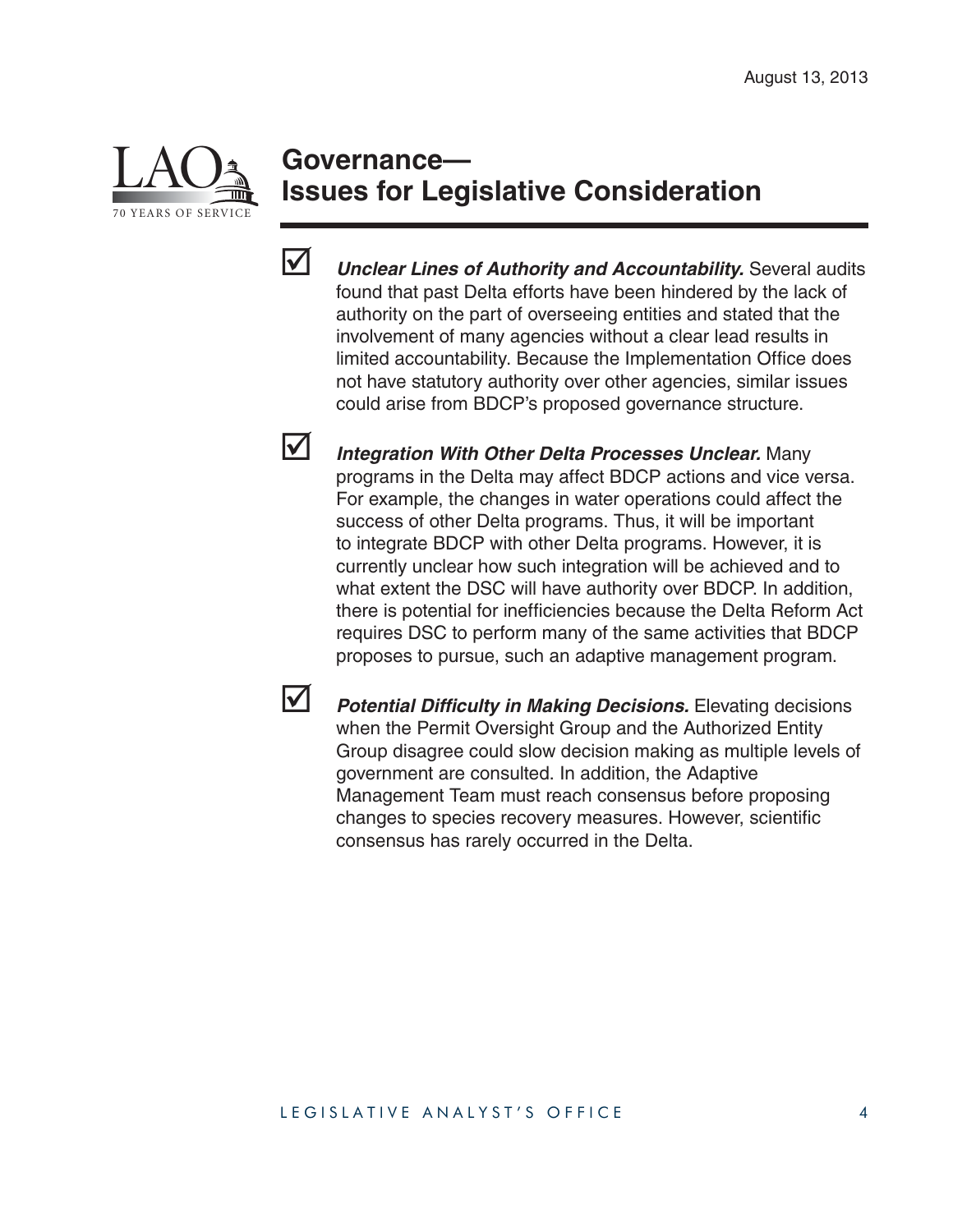August 13, 2013

# Governance— Issues for Legislative Consideration

- ☑ ***Unclear Lines of Authority and Accountability.*** Several audits found that past Delta efforts have been hindered by the lack of authority on the part of overseeing entities and stated that the involvement of many agencies without a clear lead results in limited accountability. Because the Implementation Office does not have statutory authority over other agencies, similar issues could arise from BDCP's proposed governance structure.

- ☑ ***Integration With Other Delta Processes Unclear.*** Many programs in the Delta may affect BDCP actions and vice versa. For example, the changes in water operations could affect the success of other Delta programs. Thus, it will be important to integrate BDCP with other Delta programs. However, it is currently unclear how such integration will be achieved and to what extent the DSC will have authority over BDCP. In addition, there is potential for inefficiencies because the Delta Reform Act requires DSC to perform many of the same activities that BDCP proposes to pursue, such an adaptive management program.

- ☑ ***Potential Difficulty in Making Decisions.*** Elevating decisions when the Permit Oversight Group and the Authorized Entity Group disagree could slow decision making as multiple levels of government are consulted. In addition, the Adaptive Management Team must reach consensus before proposing changes to species recovery measures. However, scientific consensus has rarely occurred in the Delta.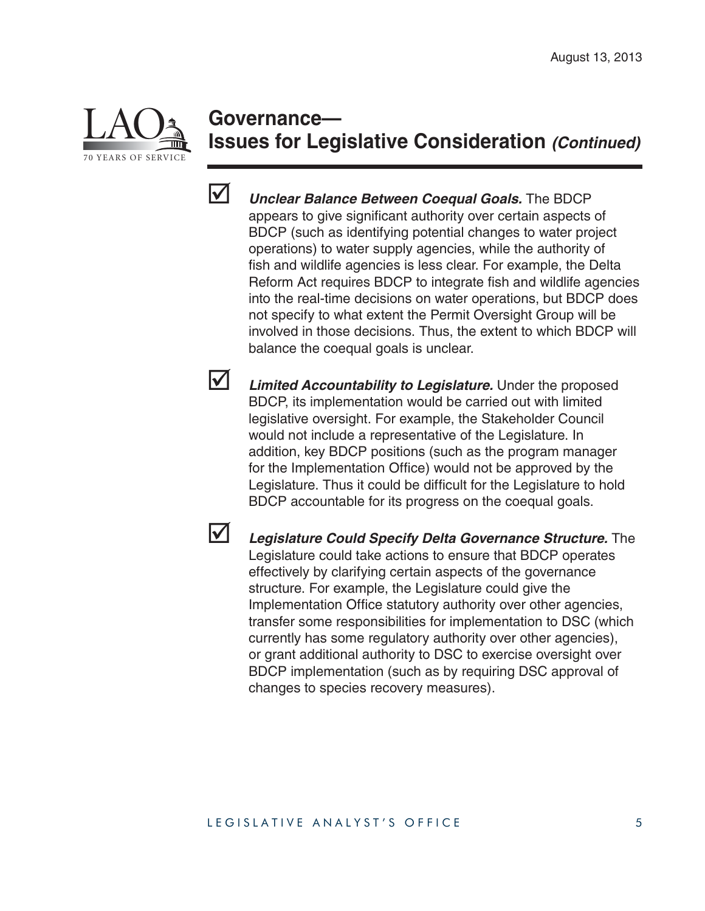## Governance—Issues for Legislative Consideration *(Continued)*

- ☑ ***Unclear Balance Between Coequal Goals.*** The BDCP appears to give significant authority over certain aspects of BDCP (such as identifying potential changes to water project operations) to water supply agencies, while the authority of fish and wildlife agencies is less clear. For example, the Delta Reform Act requires BDCP to integrate fish and wildlife agencies into the real-time decisions on water operations, but BDCP does not specify to what extent the Permit Oversight Group will be involved in those decisions. Thus, the extent to which BDCP will balance the coequal goals is unclear.

- ☑ ***Limited Accountability to Legislature.*** Under the proposed BDCP, its implementation would be carried out with limited legislative oversight. For example, the Stakeholder Council would not include a representative of the Legislature. In addition, key BDCP positions (such as the program manager for the Implementation Office) would not be approved by the Legislature. Thus it could be difficult for the Legislature to hold BDCP accountable for its progress on the coequal goals.

- ☑ ***Legislature Could Specify Delta Governance Structure.*** The Legislature could take actions to ensure that BDCP operates effectively by clarifying certain aspects of the governance structure. For example, the Legislature could give the Implementation Office statutory authority over other agencies, transfer some responsibilities for implementation to DSC (which currently has some regulatory authority over other agencies), or grant additional authority to DSC to exercise oversight over BDCP implementation (such as by requiring DSC approval of changes to species recovery measures).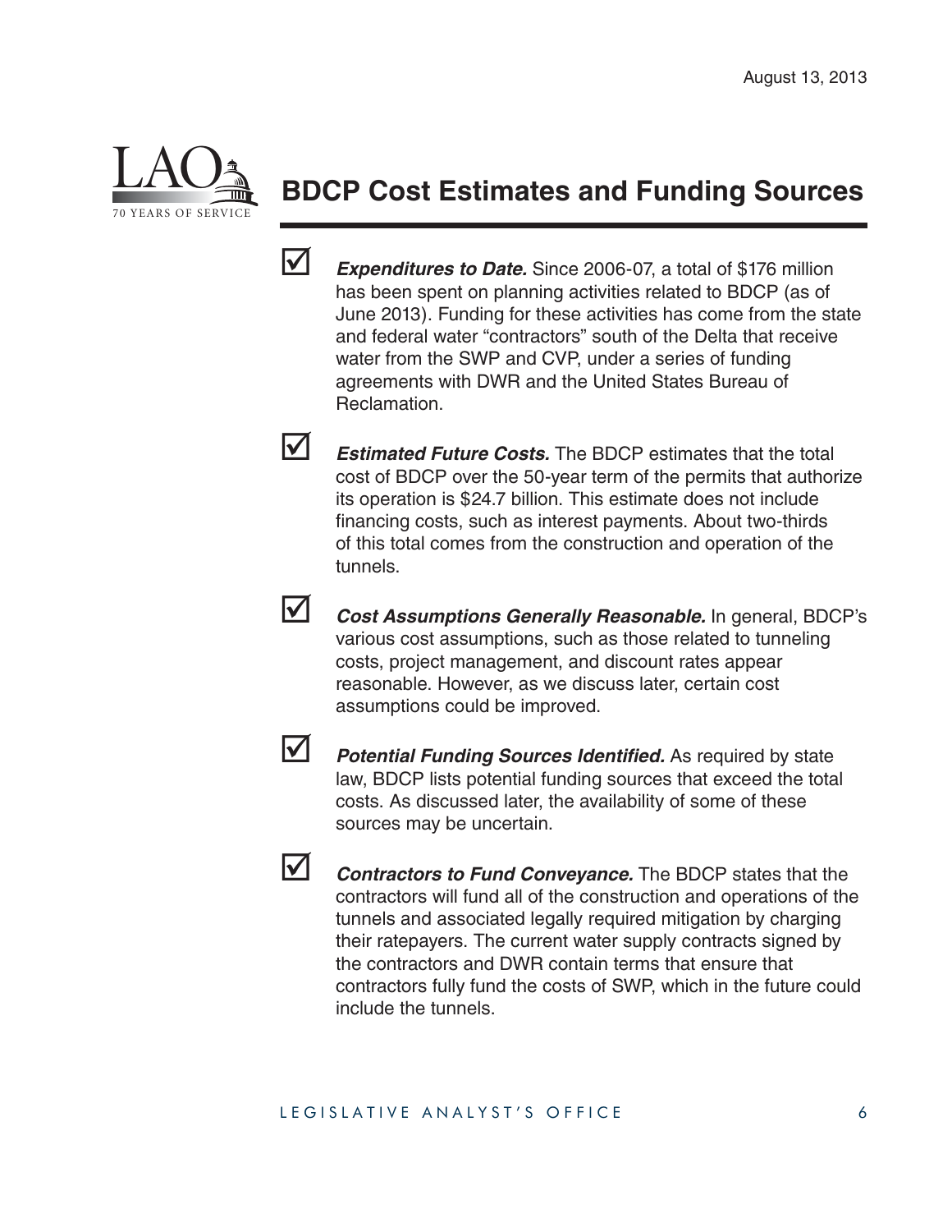# BDCP Cost Estimates and Funding Sources

- ☑ ***Expenditures to Date.*** Since 2006-07, a total of $176 million has been spent on planning activities related to BDCP (as of June 2013). Funding for these activities has come from the state and federal water "contractors" south of the Delta that receive water from the SWP and CVP, under a series of funding agreements with DWR and the United States Bureau of Reclamation.

- ☑ ***Estimated Future Costs.*** The BDCP estimates that the total cost of BDCP over the 50-year term of the permits that authorize its operation is $24.7 billion. This estimate does not include financing costs, such as interest payments. About two-thirds of this total comes from the construction and operation of the tunnels.

- ☑ ***Cost Assumptions Generally Reasonable.*** In general, BDCP's various cost assumptions, such as those related to tunneling costs, project management, and discount rates appear reasonable. However, as we discuss later, certain cost assumptions could be improved.

- ☑ ***Potential Funding Sources Identified.*** As required by state law, BDCP lists potential funding sources that exceed the total costs. As discussed later, the availability of some of these sources may be uncertain.

- ☑ ***Contractors to Fund Conveyance.*** The BDCP states that the contractors will fund all of the construction and operations of the tunnels and associated legally required mitigation by charging their ratepayers. The current water supply contracts signed by the contractors and DWR contain terms that ensure that contractors fully fund the costs of SWP, which in the future could include the tunnels.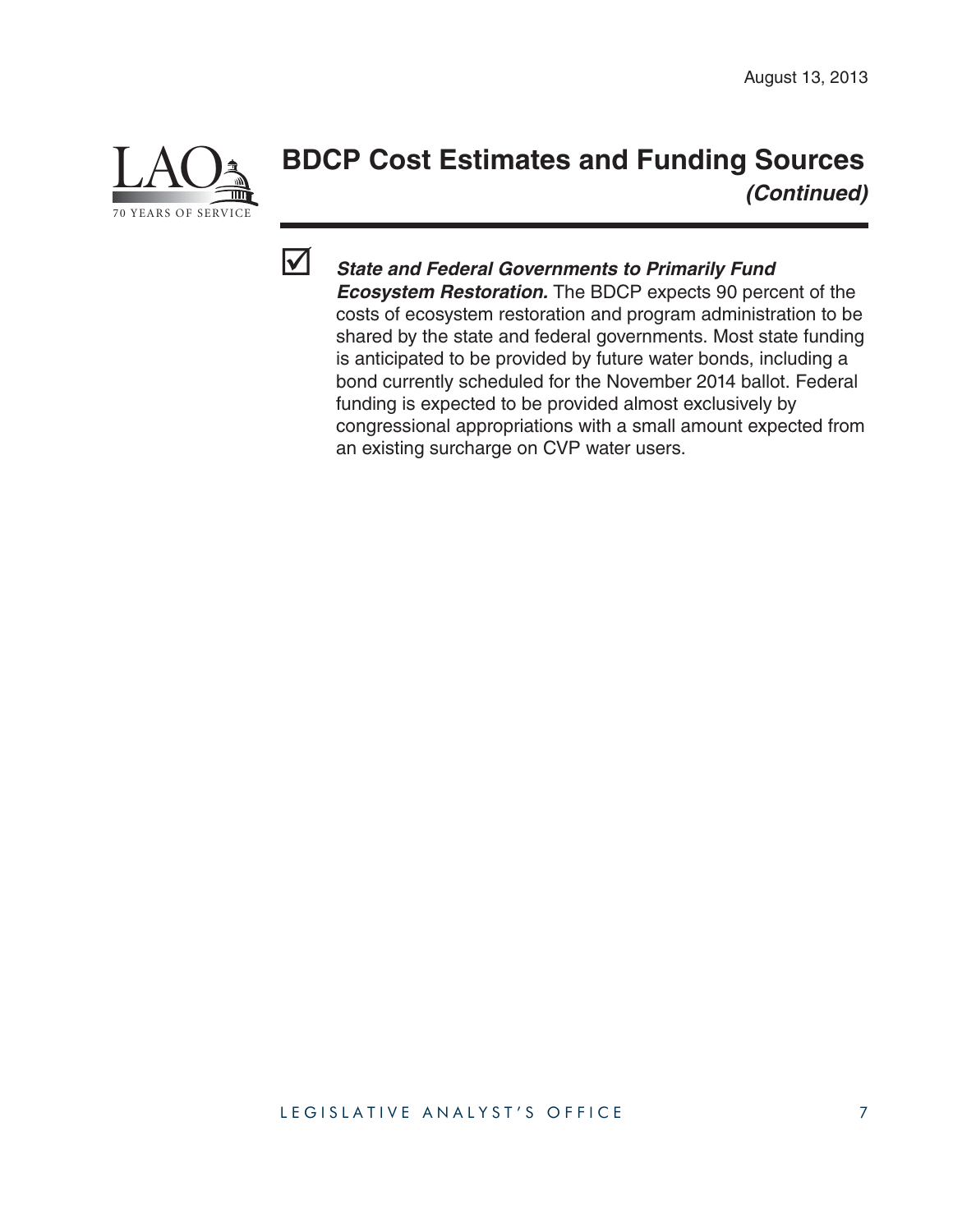## BDCP Cost Estimates and Funding Sources *(Continued)*

- ☑ ***State and Federal Governments to Primarily Fund Ecosystem Restoration.*** The BDCP expects 90 percent of the costs of ecosystem restoration and program administration to be shared by the state and federal governments. Most state funding is anticipated to be provided by future water bonds, including a bond currently scheduled for the November 2014 ballot. Federal funding is expected to be provided almost exclusively by congressional appropriations with a small amount expected from an existing surcharge on CVP water users.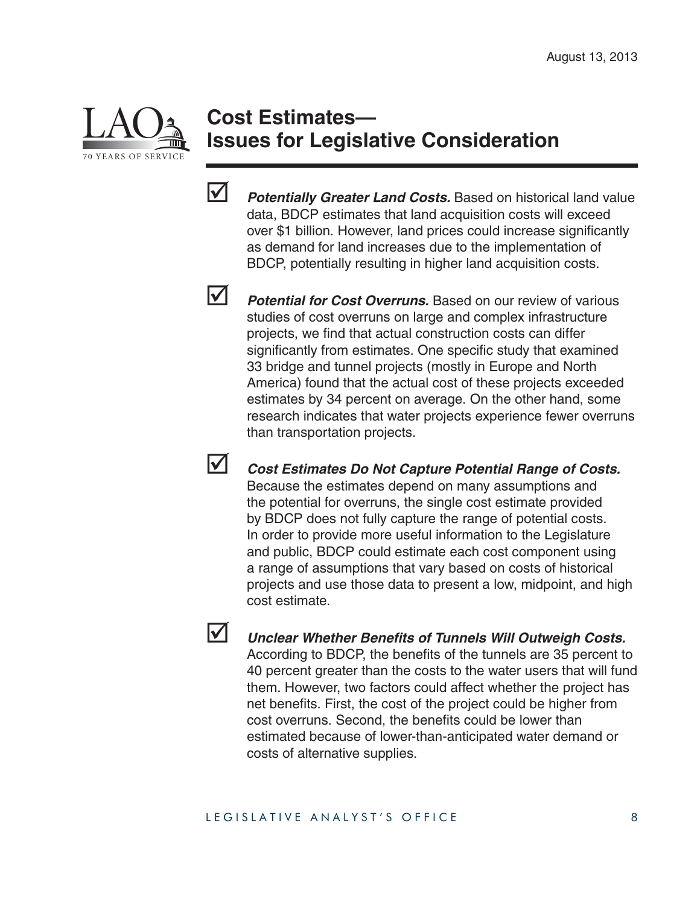August 13, 2013

## Cost Estimates—Issues for Legislative Consideration

☑ ***Potentially Greater Land Costs.*** Based on historical land value data, BDCP estimates that land acquisition costs will exceed over $1 billion. However, land prices could increase significantly as demand for land increases due to the implementation of BDCP, potentially resulting in higher land acquisition costs.

☑ ***Potential for Cost Overruns.*** Based on our review of various studies of cost overruns on large and complex infrastructure projects, we find that actual construction costs can differ significantly from estimates. One specific study that examined 33 bridge and tunnel projects (mostly in Europe and North America) found that the actual cost of these projects exceeded estimates by 34 percent on average. On the other hand, some research indicates that water projects experience fewer overruns than transportation projects.

☑ ***Cost Estimates Do Not Capture Potential Range of Costs.*** Because the estimates depend on many assumptions and the potential for overruns, the single cost estimate provided by BDCP does not fully capture the range of potential costs. In order to provide more useful information to the Legislature and public, BDCP could estimate each cost component using a range of assumptions that vary based on costs of historical projects and use those data to present a low, midpoint, and high cost estimate.

☑ ***Unclear Whether Benefits of Tunnels Will Outweigh Costs.*** According to BDCP, the benefits of the tunnels are 35 percent to 40 percent greater than the costs to the water users that will fund them. However, two factors could affect whether the project has net benefits. First, the cost of the project could be higher from cost overruns. Second, the benefits could be lower than estimated because of lower-than-anticipated water demand or costs of alternative supplies.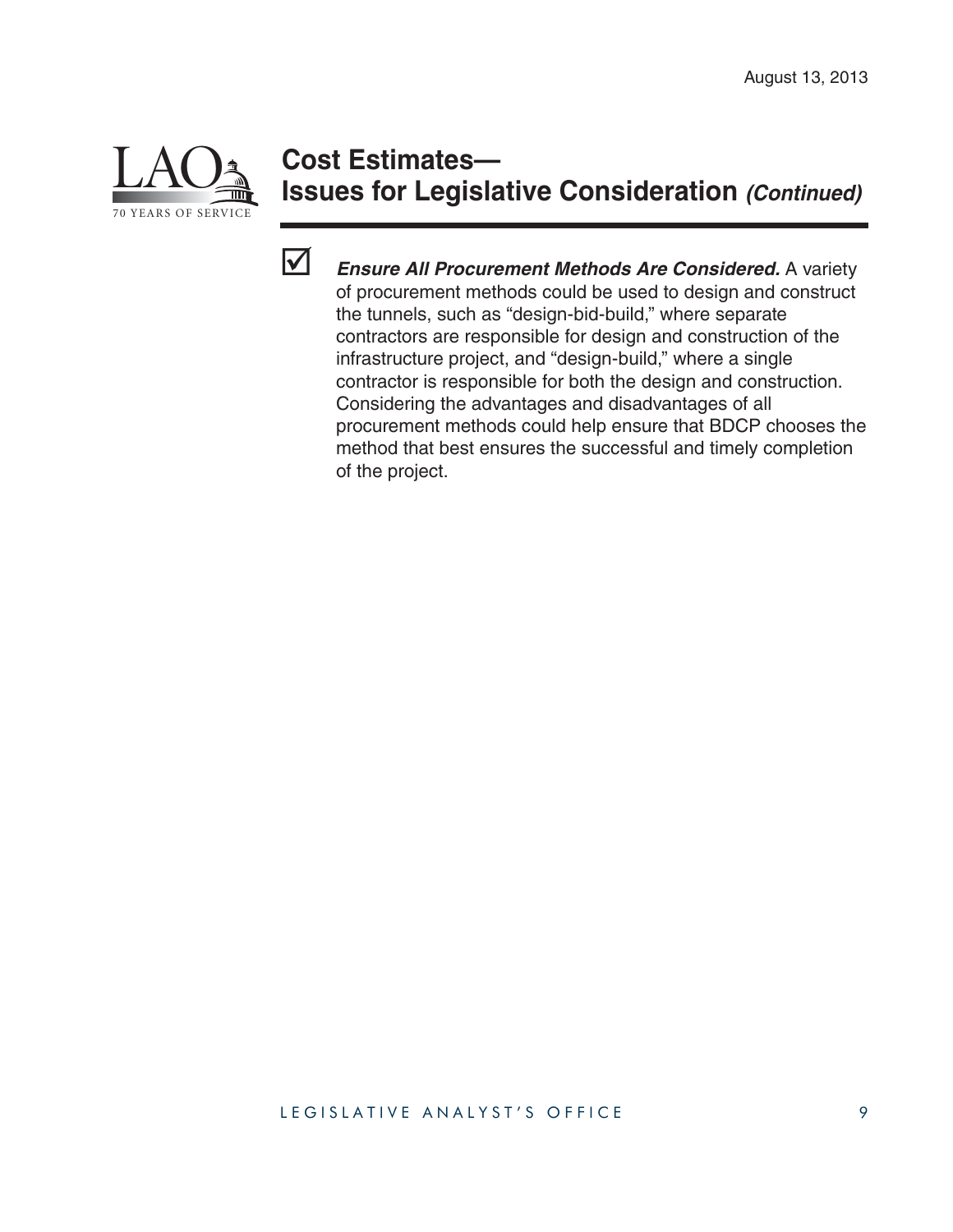# Cost Estimates— Issues for Legislative Consideration *(Continued)*

☑ ***Ensure All Procurement Methods Are Considered.*** A variety of procurement methods could be used to design and construct the tunnels, such as "design-bid-build," where separate contractors are responsible for design and construction of the infrastructure project, and "design-build," where a single contractor is responsible for both the design and construction. Considering the advantages and disadvantages of all procurement methods could help ensure that BDCP chooses the method that best ensures the successful and timely completion of the project.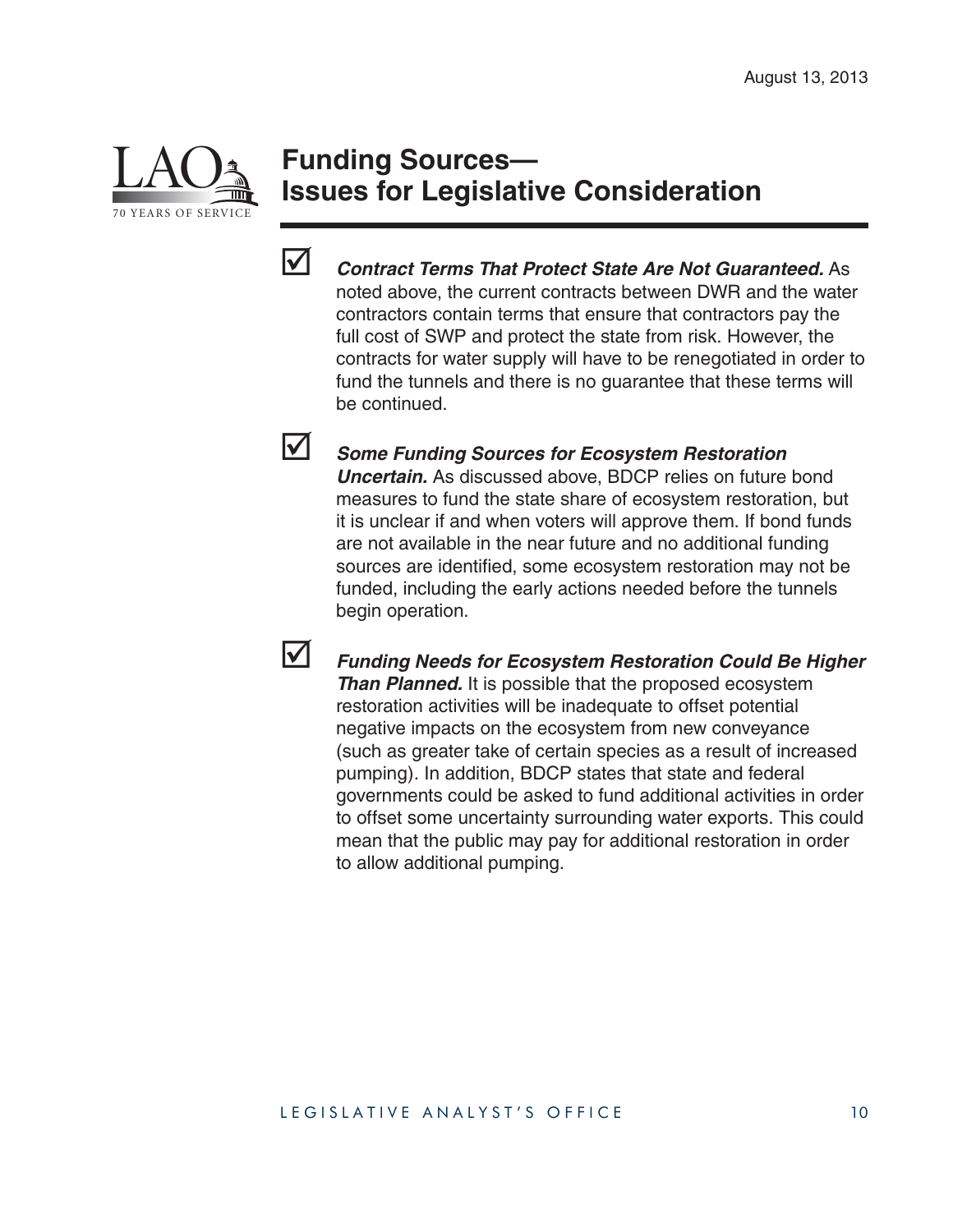## Funding Sources—Issues for Legislative Consideration

- ☑ ***Contract Terms That Protect State Are Not Guaranteed.*** As noted above, the current contracts between DWR and the water contractors contain terms that ensure that contractors pay the full cost of SWP and protect the state from risk. However, the contracts for water supply will have to be renegotiated in order to fund the tunnels and there is no guarantee that these terms will be continued.

- ☑ ***Some Funding Sources for Ecosystem Restoration Uncertain.*** As discussed above, BDCP relies on future bond measures to fund the state share of ecosystem restoration, but it is unclear if and when voters will approve them. If bond funds are not available in the near future and no additional funding sources are identified, some ecosystem restoration may not be funded, including the early actions needed before the tunnels begin operation.

- ☑ ***Funding Needs for Ecosystem Restoration Could Be Higher Than Planned.*** It is possible that the proposed ecosystem restoration activities will be inadequate to offset potential negative impacts on the ecosystem from new conveyance (such as greater take of certain species as a result of increased pumping). In addition, BDCP states that state and federal governments could be asked to fund additional activities in order to offset some uncertainty surrounding water exports. This could mean that the public may pay for additional restoration in order to allow additional pumping.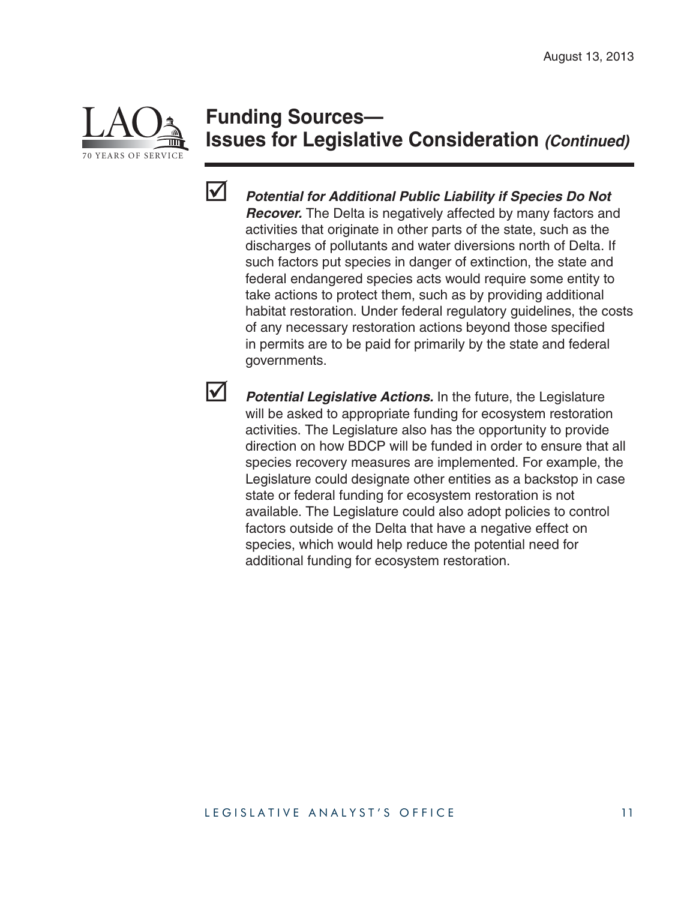## Funding Sources—Issues for Legislative Consideration *(Continued)*

- ☑ ***Potential for Additional Public Liability if Species Do Not Recover.*** The Delta is negatively affected by many factors and activities that originate in other parts of the state, such as the discharges of pollutants and water diversions north of Delta. If such factors put species in danger of extinction, the state and federal endangered species acts would require some entity to take actions to protect them, such as by providing additional habitat restoration. Under federal regulatory guidelines, the costs of any necessary restoration actions beyond those specified in permits are to be paid for primarily by the state and federal governments.

- ☑ ***Potential Legislative Actions.*** In the future, the Legislature will be asked to appropriate funding for ecosystem restoration activities. The Legislature also has the opportunity to provide direction on how BDCP will be funded in order to ensure that all species recovery measures are implemented. For example, the Legislature could designate other entities as a backstop in case state or federal funding for ecosystem restoration is not available. The Legislature could also adopt policies to control factors outside of the Delta that have a negative effect on species, which would help reduce the potential need for additional funding for ecosystem restoration.